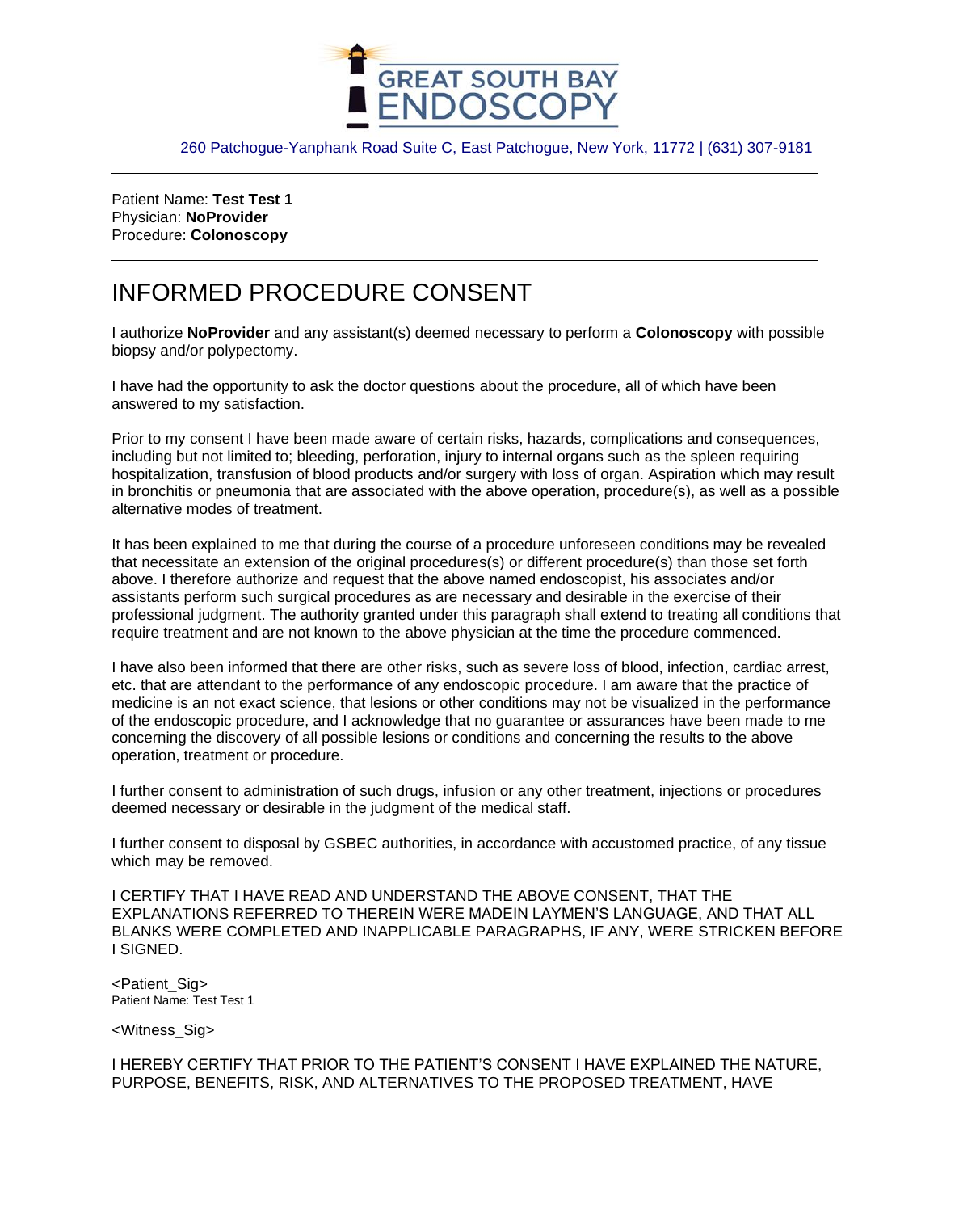GREAT SOUTH BAY ENDOSCOPY

260 Patchogue-Yanphank Road Suite C, East Patchogue, New York, 11772 | (631) 307-9181

---

Patient Name: **Test Test 1**
Physician: **NoProvider**
Procedure: **Colonoscopy**

---

# INFORMED PROCEDURE CONSENT

I authorize **NoProvider** and any assistant(s) deemed necessary to perform a **Colonoscopy** with possible biopsy and/or polypectomy.

I have had the opportunity to ask the doctor questions about the procedure, all of which have been answered to my satisfaction.

Prior to my consent I have been made aware of certain risks, hazards, complications and consequences, including but not limited to; bleeding, perforation, injury to internal organs such as the spleen requiring hospitalization, transfusion of blood products and/or surgery with loss of organ. Aspiration which may result in bronchitis or pneumonia that are associated with the above operation, procedure(s), as well as a possible alternative modes of treatment.

It has been explained to me that during the course of a procedure unforeseen conditions may be revealed that necessitate an extension of the original procedures(s) or different procedure(s) than those set forth above. I therefore authorize and request that the above named endoscopist, his associates and/or assistants perform such surgical procedures as are necessary and desirable in the exercise of their professional judgment. The authority granted under this paragraph shall extend to treating all conditions that require treatment and are not known to the above physician at the time the procedure commenced.

I have also been informed that there are other risks, such as severe loss of blood, infection, cardiac arrest, etc. that are attendant to the performance of any endoscopic procedure. I am aware that the practice of medicine is an not exact science, that lesions or other conditions may not be visualized in the performance of the endoscopic procedure, and I acknowledge that no guarantee or assurances have been made to me concerning the discovery of all possible lesions or conditions and concerning the results to the above operation, treatment or procedure.

I further consent to administration of such drugs, infusion or any other treatment, injections or procedures deemed necessary or desirable in the judgment of the medical staff.

I further consent to disposal by GSBEC authorities, in accordance with accustomed practice, of any tissue which may be removed.

I CERTIFY THAT I HAVE READ AND UNDERSTAND THE ABOVE CONSENT, THAT THE EXPLANATIONS REFERRED TO THEREIN WERE MADEIN LAYMEN'S LANGUAGE, AND THAT ALL BLANKS WERE COMPLETED AND INAPPLICABLE PARAGRAPHS, IF ANY, WERE STRICKEN BEFORE I SIGNED.

<Patient_Sig>
Patient Name: Test Test 1

<Witness_Sig>

I HEREBY CERTIFY THAT PRIOR TO THE PATIENT'S CONSENT I HAVE EXPLAINED THE NATURE, PURPOSE, BENEFITS, RISK, AND ALTERNATIVES TO THE PROPOSED TREATMENT, HAVE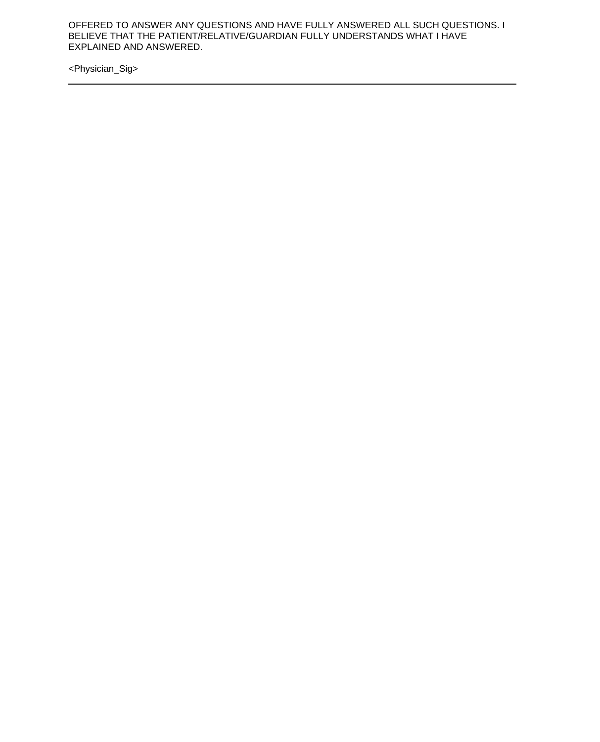OFFERED TO ANSWER ANY QUESTIONS AND HAVE FULLY ANSWERED ALL SUCH QUESTIONS. I BELIEVE THAT THE PATIENT/RELATIVE/GUARDIAN FULLY UNDERSTANDS WHAT I HAVE EXPLAINED AND ANSWERED.

<Physician_Sig>

---